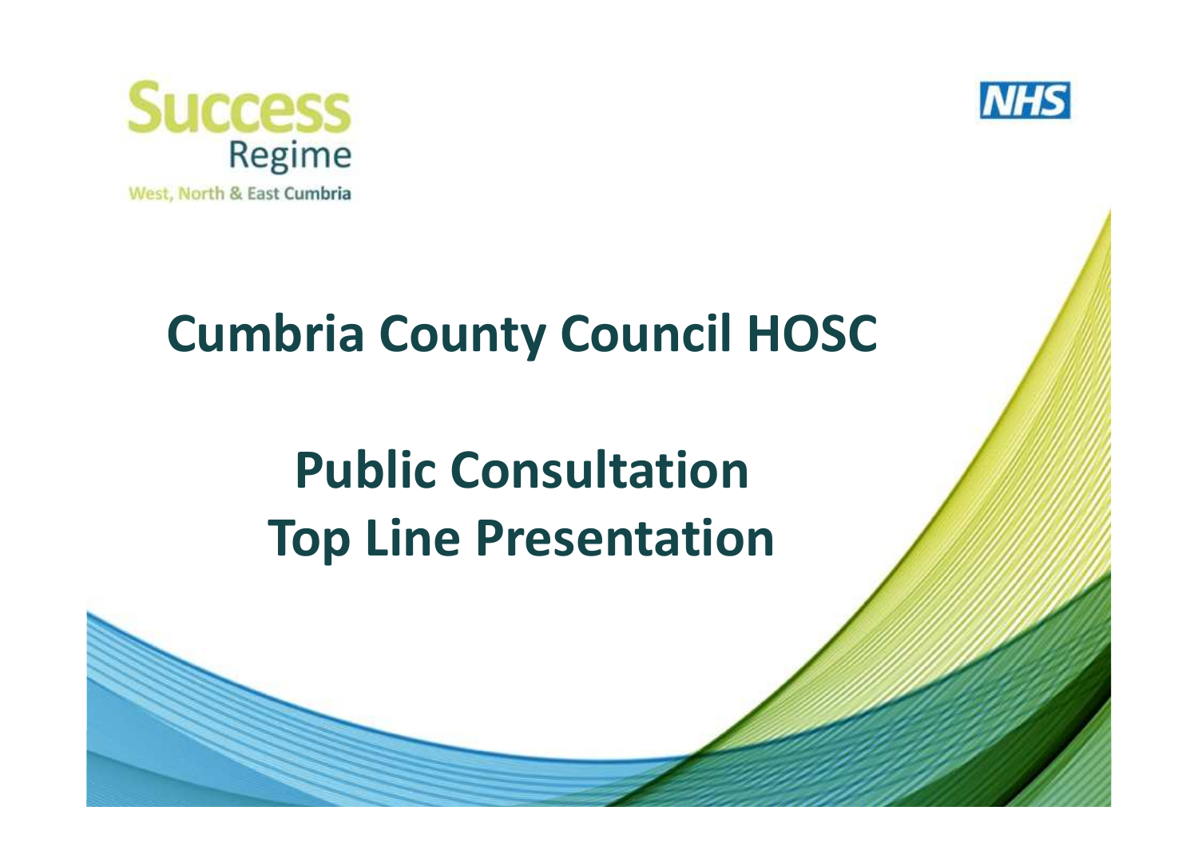Success Regime

West, North & East Cumbria

NHS

# Cumbria County Council HOSC

# Public Consultation Top Line Presentation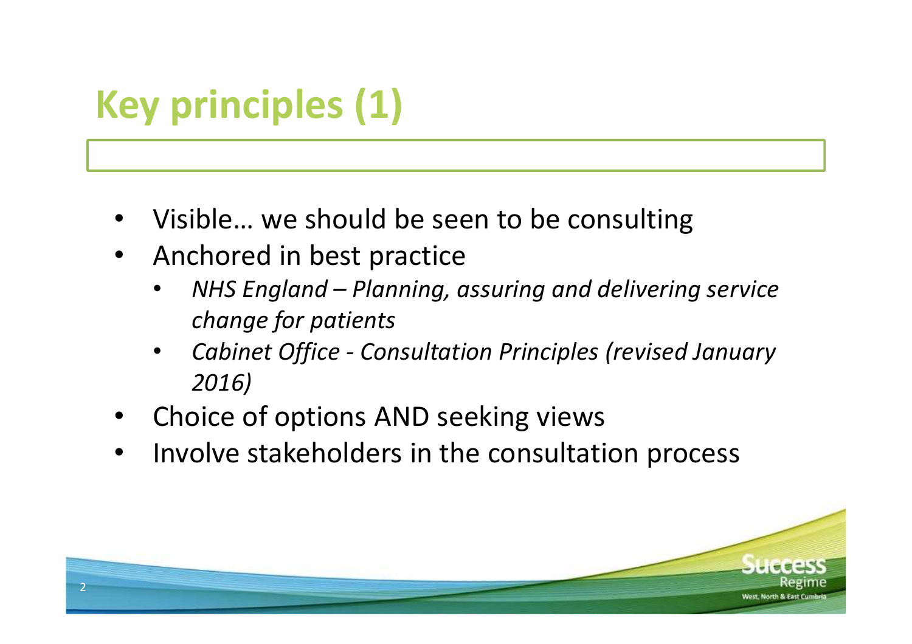# Key principles (1)

- Visible… we should be seen to be consulting
- Anchored in best practice
  - *NHS England – Planning, assuring and delivering service change for patients*
  - *Cabinet Office - Consultation Principles (revised January 2016)*
- Choice of options AND seeking views
- Involve stakeholders in the consultation process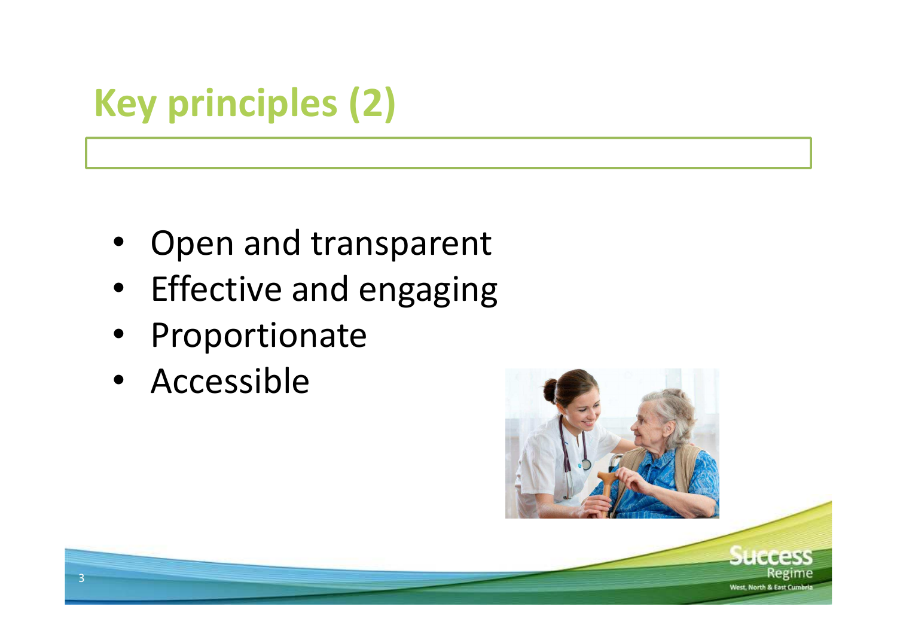# Key principles (2)

- Open and transparent
- Effective and engaging
- Proportionate
- Accessible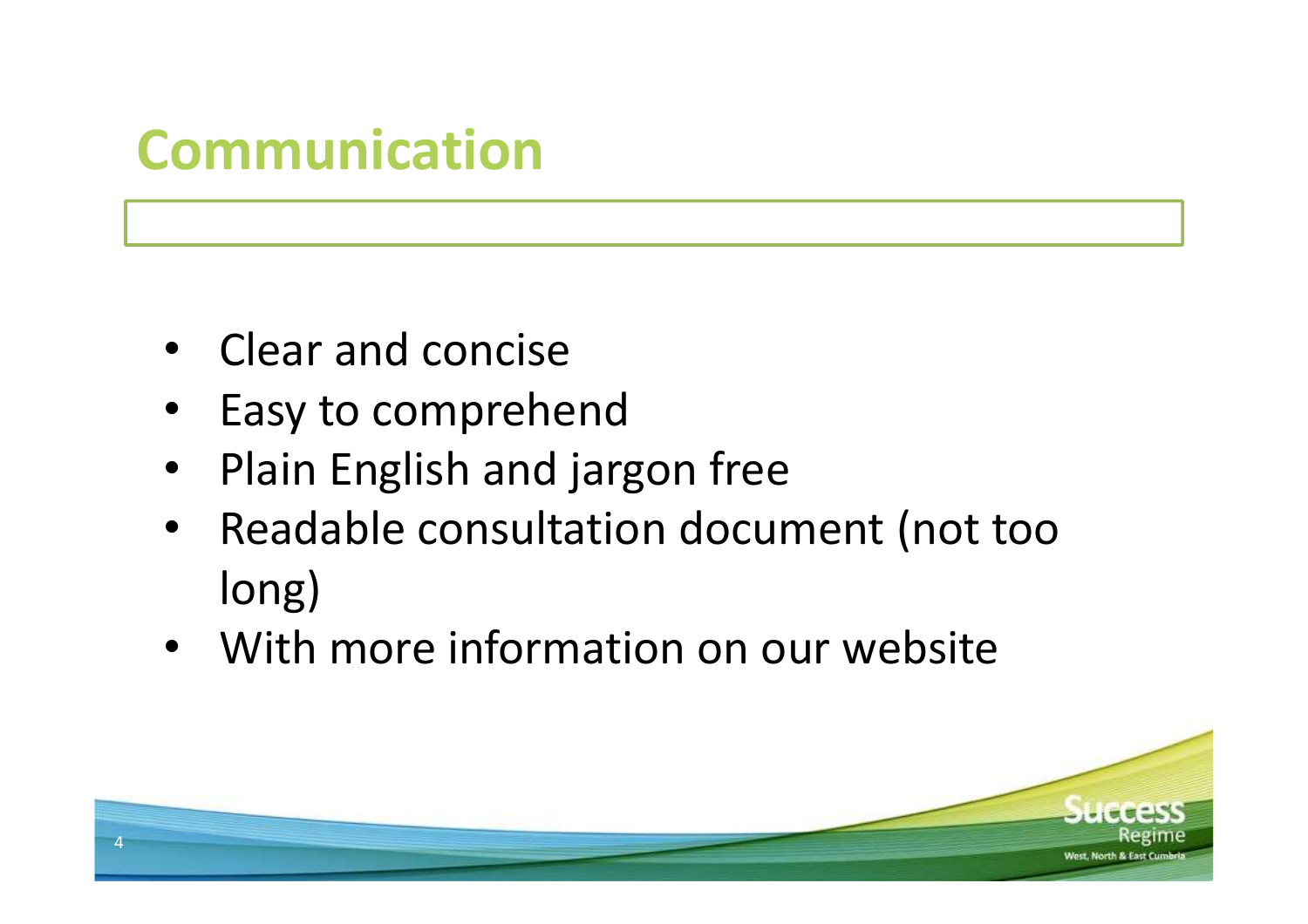# Communication

- Clear and concise
- Easy to comprehend
- Plain English and jargon free
- Readable consultation document (not too long)
- With more information on our website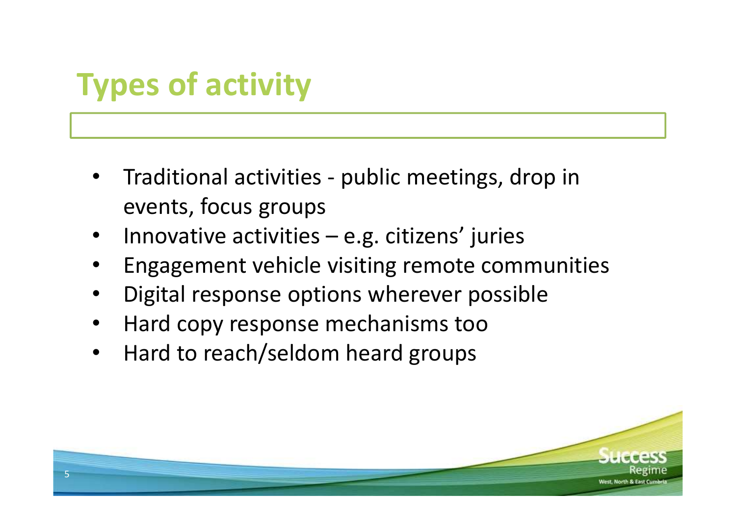# Types of activity

- Traditional activities - public meetings, drop in events, focus groups
- Innovative activities – e.g. citizens' juries
- Engagement vehicle visiting remote communities
- Digital response options wherever possible
- Hard copy response mechanisms too
- Hard to reach/seldom heard groups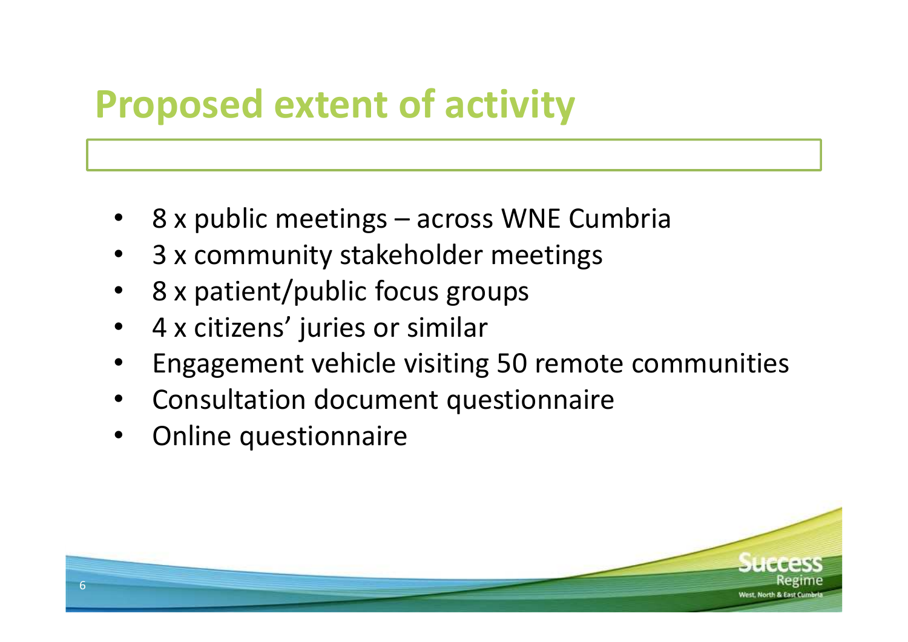# Proposed extent of activity

- 8 x public meetings – across WNE Cumbria
- 3 x community stakeholder meetings
- 8 x patient/public focus groups
- 4 x citizens' juries or similar
- Engagement vehicle visiting 50 remote communities
- Consultation document questionnaire
- Online questionnaire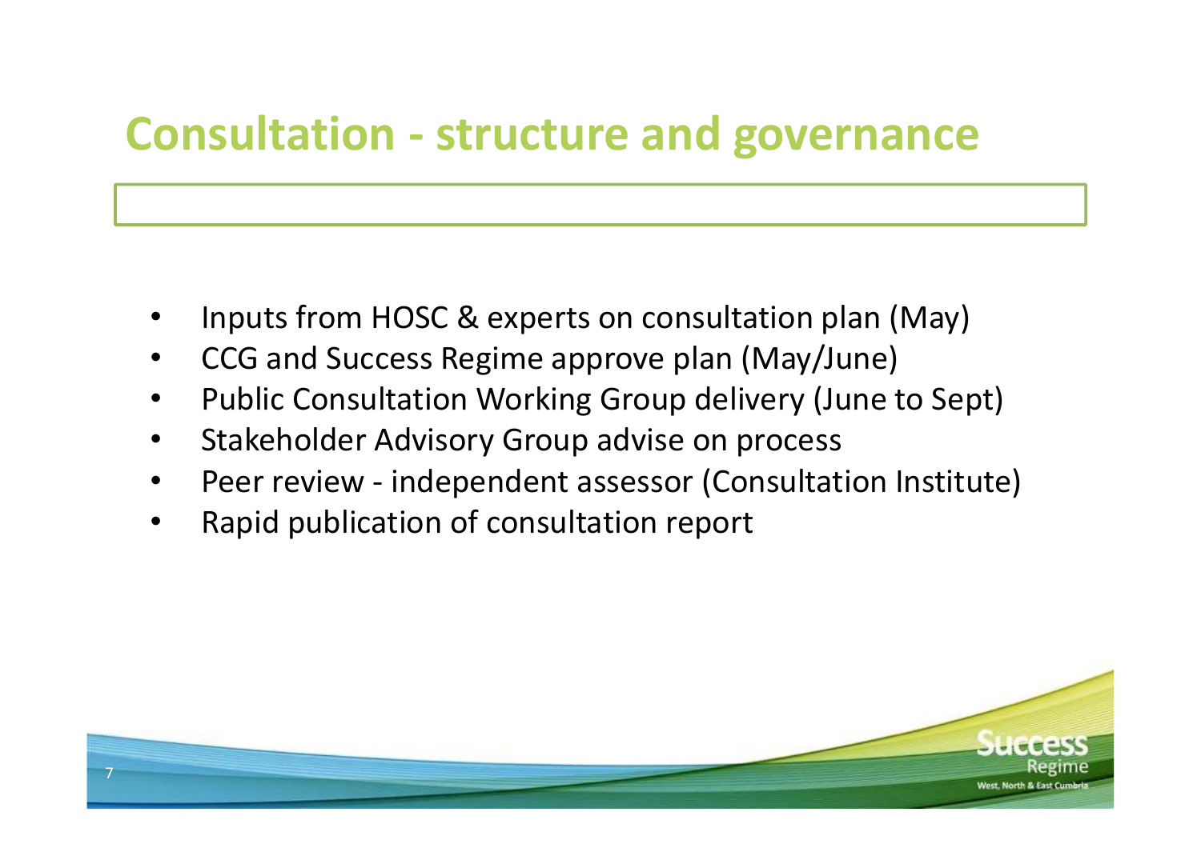# Consultation - structure and governance

- Inputs from HOSC & experts on consultation plan (May)
- CCG and Success Regime approve plan (May/June)
- Public Consultation Working Group delivery (June to Sept)
- Stakeholder Advisory Group advise on process
- Peer review - independent assessor (Consultation Institute)
- Rapid publication of consultation report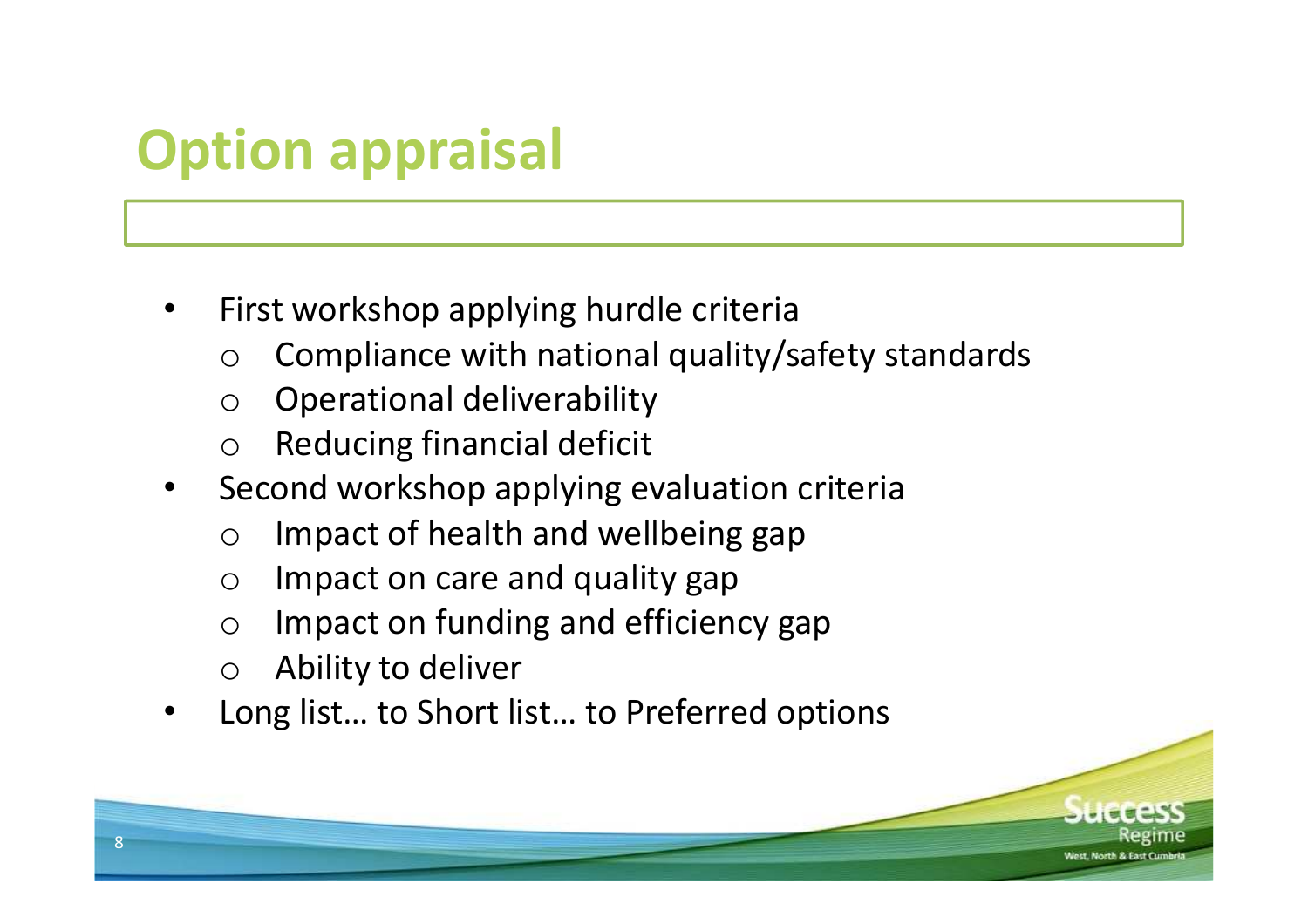# Option appraisal

- First workshop applying hurdle criteria
  - Compliance with national quality/safety standards
  - Operational deliverability
  - Reducing financial deficit
- Second workshop applying evaluation criteria
  - Impact of health and wellbeing gap
  - Impact on care and quality gap
  - Impact on funding and efficiency gap
  - Ability to deliver
- Long list… to Short list… to Preferred options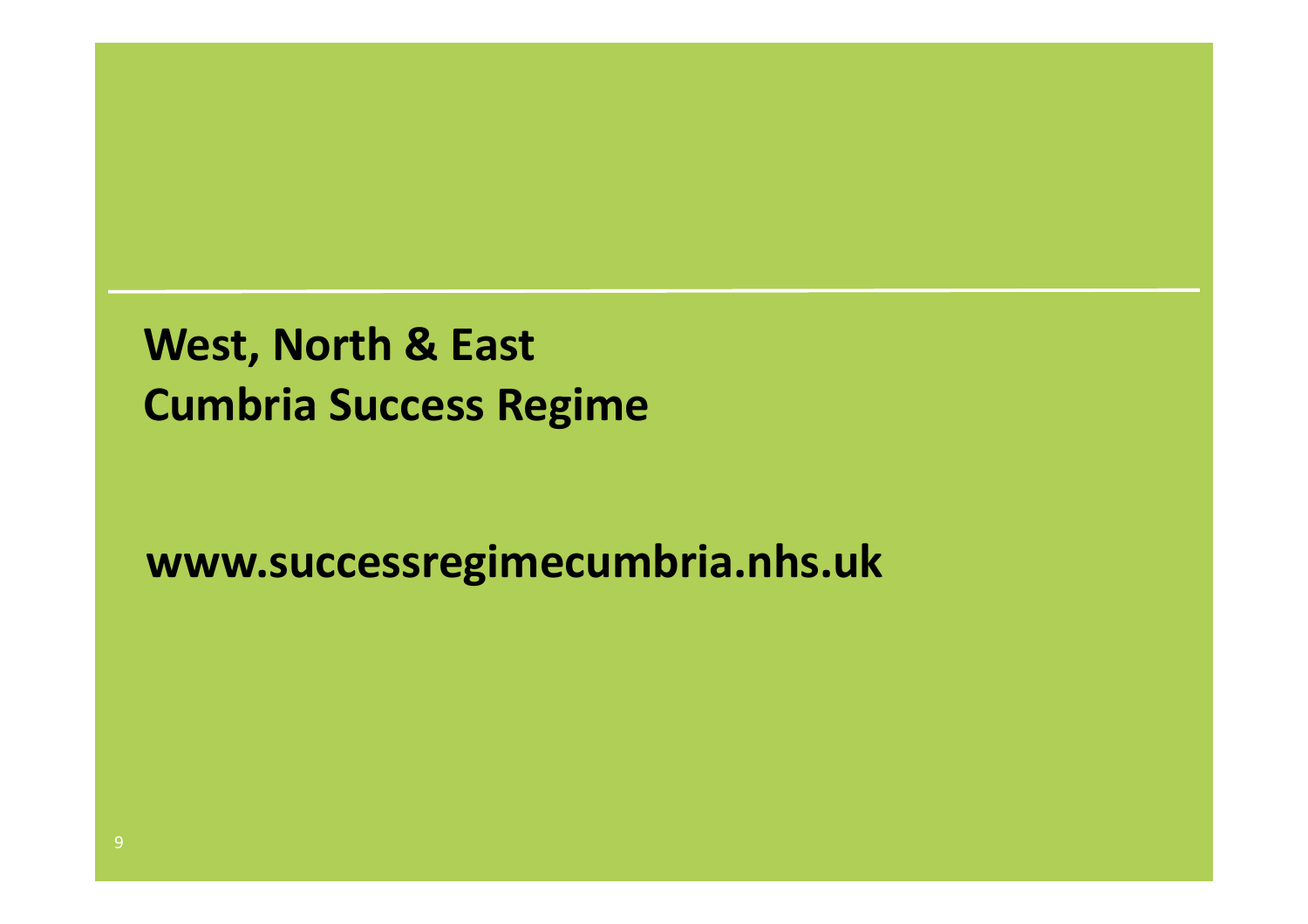**West, North & East**
**Cumbria Success Regime**

**www.successregimecumbria.nhs.uk**